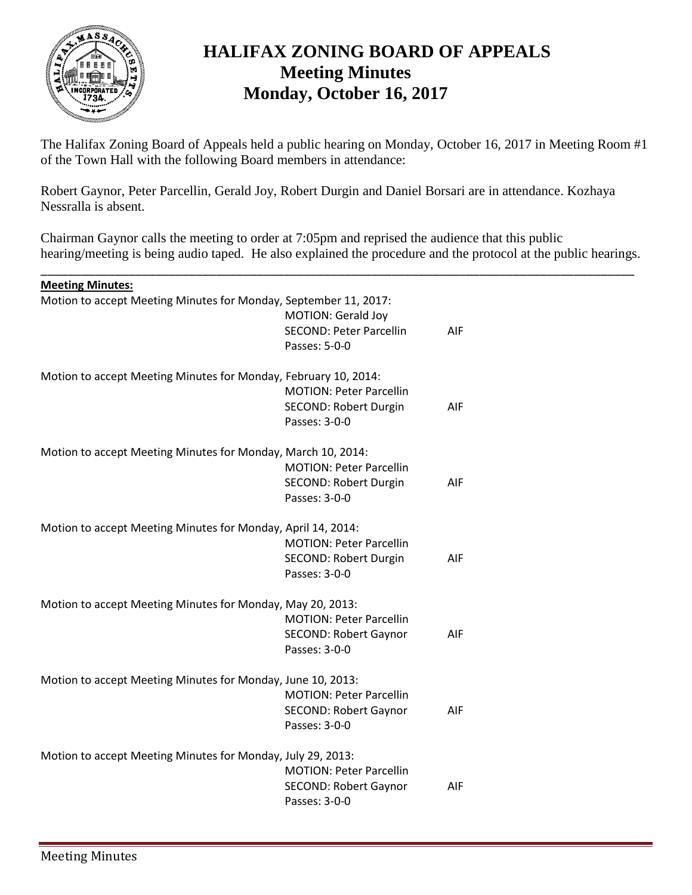# HALIFAX ZONING BOARD OF APPEALS
## Meeting Minutes
## Monday, October 16, 2017

The Halifax Zoning Board of Appeals held a public hearing on Monday, October 16, 2017 in Meeting Room #1 of the Town Hall with the following Board members in attendance:

Robert Gaynor, Peter Parcellin, Gerald Joy, Robert Durgin and Daniel Borsari are in attendance. Kozhaya Nessralla is absent.

Chairman Gaynor calls the meeting to order at 7:05pm and reprised the audience that this public hearing/meeting is being audio taped. He also explained the procedure and the protocol at the public hearings.

---

**Meeting Minutes:**

Motion to accept Meeting Minutes for Monday, September 11, 2017:
MOTION: Gerald Joy
SECOND: Peter Parcellin AIF
Passes: 5-0-0

Motion to accept Meeting Minutes for Monday, February 10, 2014:
MOTION: Peter Parcellin
SECOND: Robert Durgin AIF
Passes: 3-0-0

Motion to accept Meeting Minutes for Monday, March 10, 2014:
MOTION: Peter Parcellin
SECOND: Robert Durgin AIF
Passes: 3-0-0

Motion to accept Meeting Minutes for Monday, April 14, 2014:
MOTION: Peter Parcellin
SECOND: Robert Durgin AIF
Passes: 3-0-0

Motion to accept Meeting Minutes for Monday, May 20, 2013:
MOTION: Peter Parcellin
SECOND: Robert Gaynor AIF
Passes: 3-0-0

Motion to accept Meeting Minutes for Monday, June 10, 2013:
MOTION: Peter Parcellin
SECOND: Robert Gaynor AIF
Passes: 3-0-0

Motion to accept Meeting Minutes for Monday, July 29, 2013:
MOTION: Peter Parcellin
SECOND: Robert Gaynor AIF
Passes: 3-0-0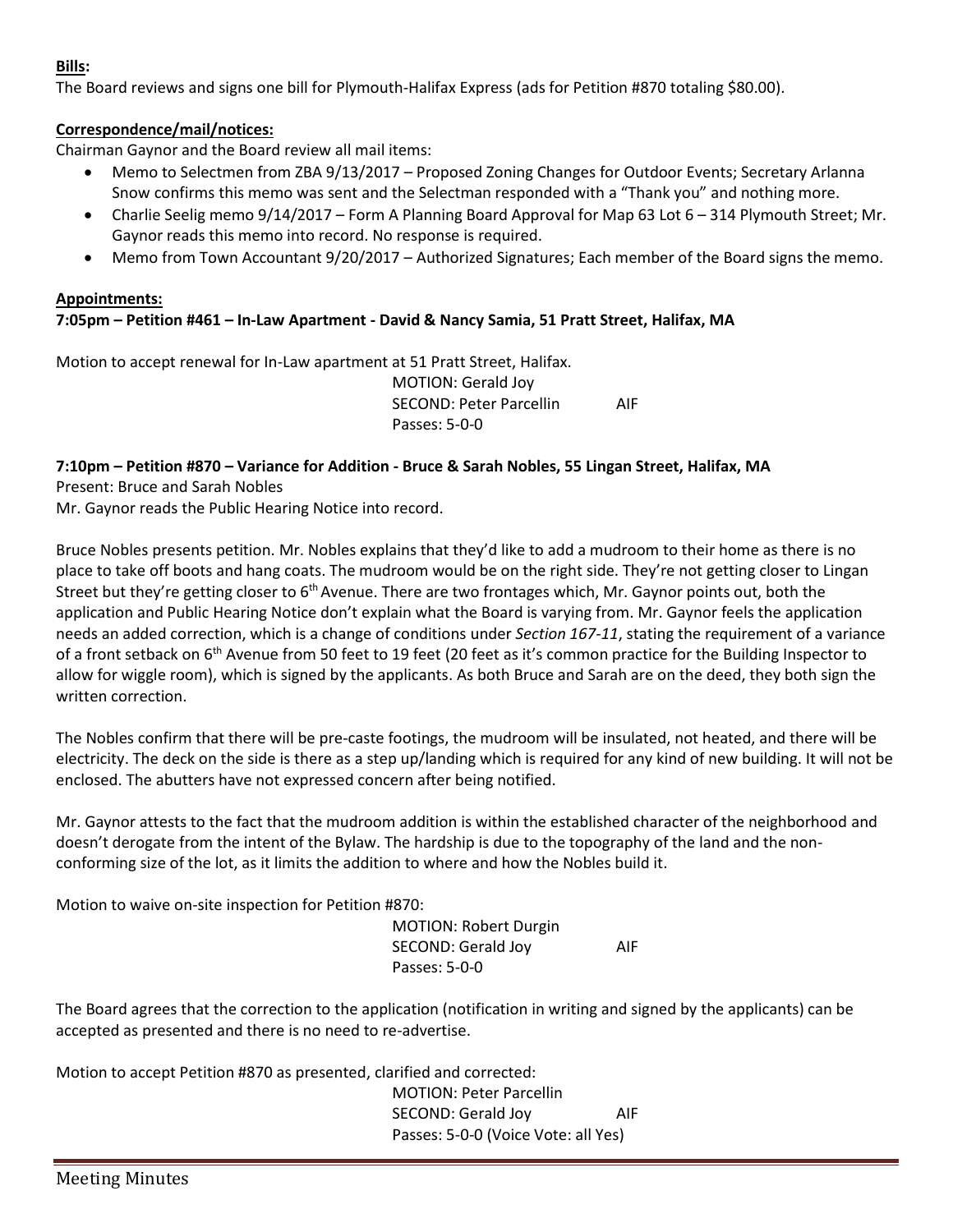**Bills:**

The Board reviews and signs one bill for Plymouth-Halifax Express (ads for Petition #870 totaling $80.00).

**Correspondence/mail/notices:**

Chairman Gaynor and the Board review all mail items:

- Memo to Selectmen from ZBA 9/13/2017 – Proposed Zoning Changes for Outdoor Events; Secretary Arlanna Snow confirms this memo was sent and the Selectman responded with a "Thank you" and nothing more.
- Charlie Seelig memo 9/14/2017 – Form A Planning Board Approval for Map 63 Lot 6 – 314 Plymouth Street; Mr. Gaynor reads this memo into record. No response is required.
- Memo from Town Accountant 9/20/2017 – Authorized Signatures; Each member of the Board signs the memo.

**Appointments:**

**7:05pm – Petition #461 – In-Law Apartment - David & Nancy Samia, 51 Pratt Street, Halifax, MA**

Motion to accept renewal for In-Law apartment at 51 Pratt Street, Halifax.

MOTION: Gerald Joy
SECOND: Peter Parcellin AIF
Passes: 5-0-0

**7:10pm – Petition #870 – Variance for Addition - Bruce & Sarah Nobles, 55 Lingan Street, Halifax, MA**

Present: Bruce and Sarah Nobles

Mr. Gaynor reads the Public Hearing Notice into record.

Bruce Nobles presents petition. Mr. Nobles explains that they'd like to add a mudroom to their home as there is no place to take off boots and hang coats. The mudroom would be on the right side. They're not getting closer to Lingan Street but they're getting closer to 6th Avenue. There are two frontages which, Mr. Gaynor points out, both the application and Public Hearing Notice don't explain what the Board is varying from. Mr. Gaynor feels the application needs an added correction, which is a change of conditions under *Section 167-11*, stating the requirement of a variance of a front setback on 6th Avenue from 50 feet to 19 feet (20 feet as it's common practice for the Building Inspector to allow for wiggle room), which is signed by the applicants. As both Bruce and Sarah are on the deed, they both sign the written correction.

The Nobles confirm that there will be pre-caste footings, the mudroom will be insulated, not heated, and there will be electricity. The deck on the side is there as a step up/landing which is required for any kind of new building. It will not be enclosed. The abutters have not expressed concern after being notified.

Mr. Gaynor attests to the fact that the mudroom addition is within the established character of the neighborhood and doesn't derogate from the intent of the Bylaw. The hardship is due to the topography of the land and the non-conforming size of the lot, as it limits the addition to where and how the Nobles build it.

Motion to waive on-site inspection for Petition #870:

MOTION: Robert Durgin
SECOND: Gerald Joy AIF
Passes: 5-0-0

The Board agrees that the correction to the application (notification in writing and signed by the applicants) can be accepted as presented and there is no need to re-advertise.

Motion to accept Petition #870 as presented, clarified and corrected:

MOTION: Peter Parcellin
SECOND: Gerald Joy AIF
Passes: 5-0-0 (Voice Vote: all Yes)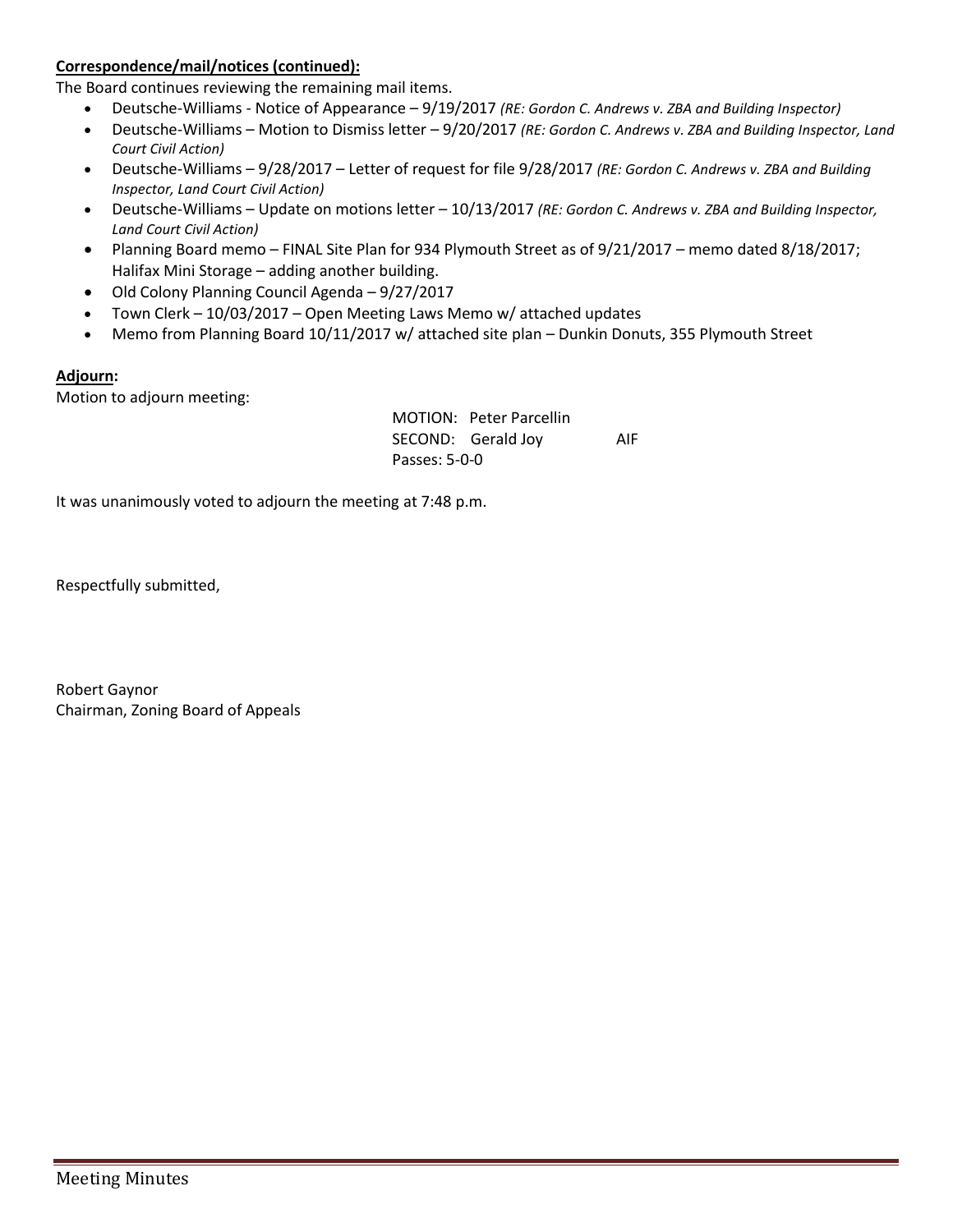**Correspondence/mail/notices (continued):**

The Board continues reviewing the remaining mail items.

- Deutsche-Williams - Notice of Appearance – 9/19/2017 *(RE: Gordon C. Andrews v. ZBA and Building Inspector)*
- Deutsche-Williams – Motion to Dismiss letter – 9/20/2017 *(RE: Gordon C. Andrews v. ZBA and Building Inspector, Land Court Civil Action)*
- Deutsche-Williams – 9/28/2017 – Letter of request for file 9/28/2017 *(RE: Gordon C. Andrews v. ZBA and Building Inspector, Land Court Civil Action)*
- Deutsche-Williams – Update on motions letter – 10/13/2017 *(RE: Gordon C. Andrews v. ZBA and Building Inspector, Land Court Civil Action)*
- Planning Board memo – FINAL Site Plan for 934 Plymouth Street as of 9/21/2017 – memo dated 8/18/2017; Halifax Mini Storage – adding another building.
- Old Colony Planning Council Agenda – 9/27/2017
- Town Clerk – 10/03/2017 – Open Meeting Laws Memo w/ attached updates
- Memo from Planning Board 10/11/2017 w/ attached site plan – Dunkin Donuts, 355 Plymouth Street

**Adjourn:**

Motion to adjourn meeting:

MOTION: Peter Parcellin
SECOND: Gerald Joy AIF
Passes: 5-0-0

It was unanimously voted to adjourn the meeting at 7:48 p.m.

Respectfully submitted,

Robert Gaynor
Chairman, Zoning Board of Appeals